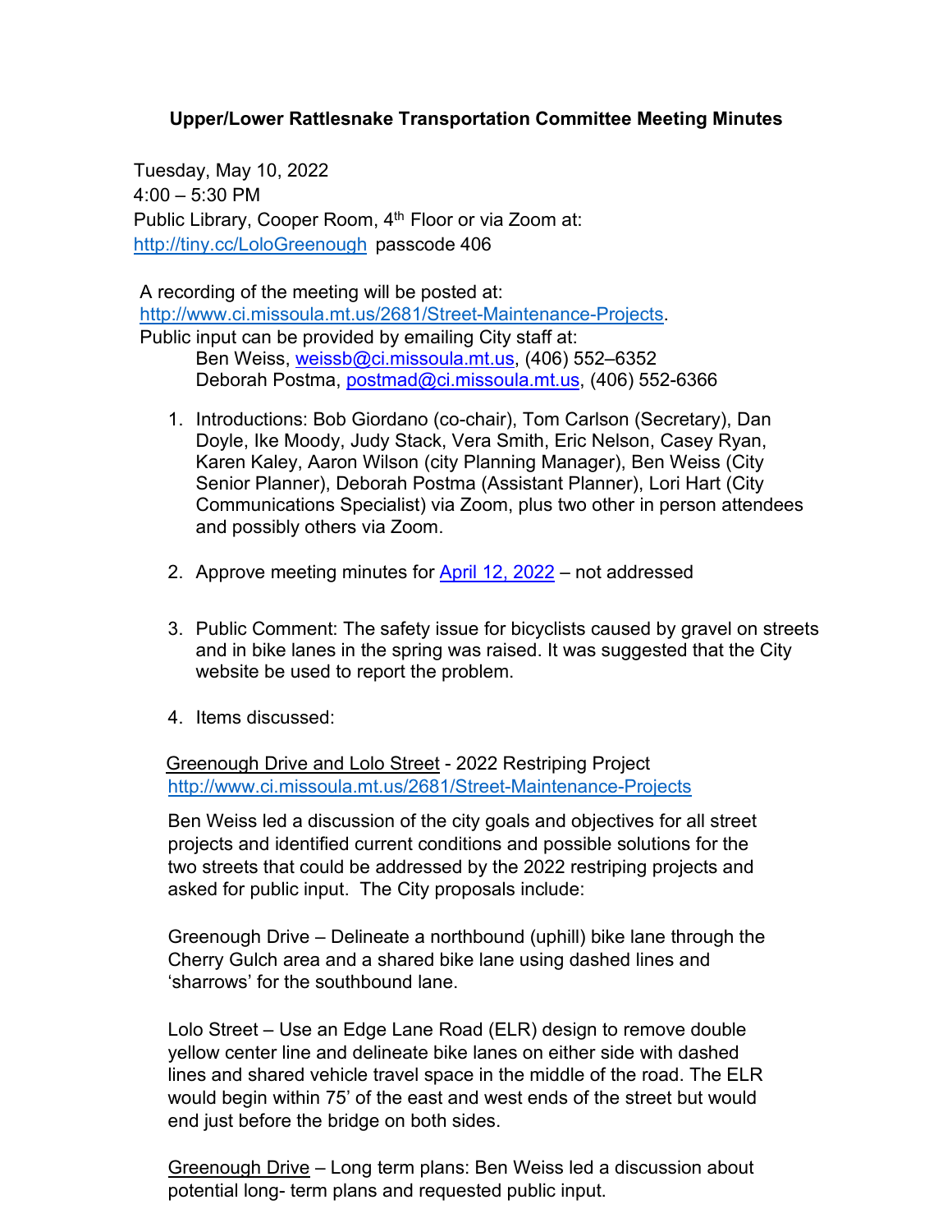# Upper/Lower Rattlesnake Transportation Committee Meeting Minutes

Tuesday, May 10, 2022
4:00 – 5:30 PM
Public Library, Cooper Room, 4th Floor or via Zoom at:
[http://tiny.cc/LoloGreenough](http://tiny.cc/LoloGreenough) passcode 406

A recording of the meeting will be posted at:
[http://www.ci.missoula.mt.us/2681/Street-Maintenance-Projects](http://www.ci.missoula.mt.us/2681/Street-Maintenance-Projects).
Public input can be provided by emailing City staff at:

> Ben Weiss, weissb@ci.missoula.mt.us, (406) 552–6352
> Deborah Postma, postmad@ci.missoula.mt.us, (406) 552-6366

1. Introductions: Bob Giordano (co-chair), Tom Carlson (Secretary), Dan Doyle, Ike Moody, Judy Stack, Vera Smith, Eric Nelson, Casey Ryan, Karen Kaley, Aaron Wilson (city Planning Manager), Ben Weiss (City Senior Planner), Deborah Postma (Assistant Planner), Lori Hart (City Communications Specialist) via Zoom, plus two other in person attendees and possibly others via Zoom.

2. Approve meeting minutes for April 12, 2022 – not addressed

3. Public Comment: The safety issue for bicyclists caused by gravel on streets and in bike lanes in the spring was raised. It was suggested that the City website be used to report the problem.

4. Items discussed:

<u>Greenough Drive and Lolo Street</u> - 2022 Restriping Project
[http://www.ci.missoula.mt.us/2681/Street-Maintenance-Projects](http://www.ci.missoula.mt.us/2681/Street-Maintenance-Projects)

Ben Weiss led a discussion of the city goals and objectives for all street projects and identified current conditions and possible solutions for the two streets that could be addressed by the 2022 restriping projects and asked for public input. The City proposals include:

Greenough Drive – Delineate a northbound (uphill) bike lane through the Cherry Gulch area and a shared bike lane using dashed lines and 'sharrows' for the southbound lane.

Lolo Street – Use an Edge Lane Road (ELR) design to remove double yellow center line and delineate bike lanes on either side with dashed lines and shared vehicle travel space in the middle of the road. The ELR would begin within 75' of the east and west ends of the street but would end just before the bridge on both sides.

<u>Greenough Drive</u> – Long term plans: Ben Weiss led a discussion about potential long- term plans and requested public input.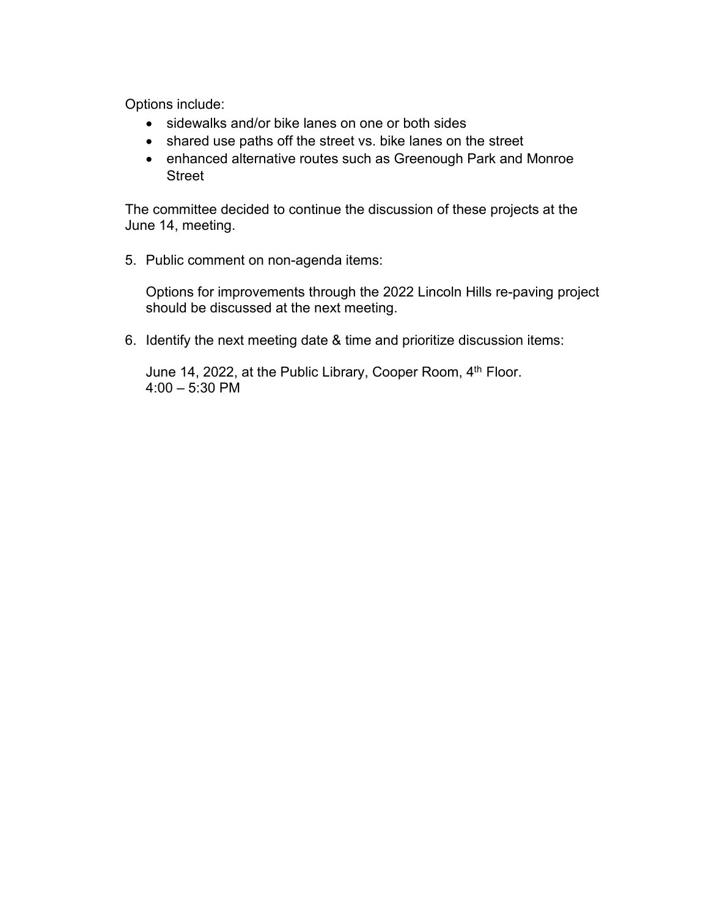Options include:

- sidewalks and/or bike lanes on one or both sides
- shared use paths off the street vs. bike lanes on the street
- enhanced alternative routes such as Greenough Park and Monroe Street

The committee decided to continue the discussion of these projects at the June 14, meeting.

5. Public comment on non-agenda items:

   Options for improvements through the 2022 Lincoln Hills re-paving project should be discussed at the next meeting.

6. Identify the next meeting date & time and prioritize discussion items:

   June 14, 2022, at the Public Library, Cooper Room, 4th Floor.
   4:00 – 5:30 PM